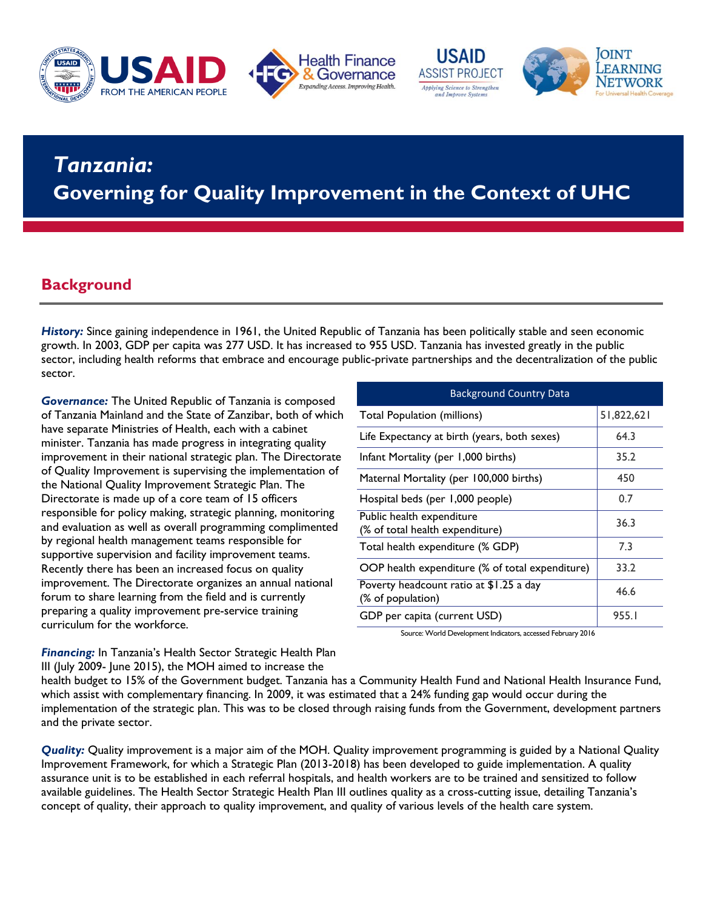# *Tanzania:* Governing for Quality Improvement in the Context of UHC

## Background

***History:*** Since gaining independence in 1961, the United Republic of Tanzania has been politically stable and seen economic growth. In 2003, GDP per capita was 277 USD. It has increased to 955 USD. Tanzania has invested greatly in the public sector, including health reforms that embrace and encourage public-private partnerships and the decentralization of the public sector.

***Governance:*** The United Republic of Tanzania is composed of Tanzania Mainland and the State of Zanzibar, both of which have separate Ministries of Health, each with a cabinet minister. Tanzania has made progress in integrating quality improvement in their national strategic plan. The Directorate of Quality Improvement is supervising the implementation of the National Quality Improvement Strategic Plan. The Directorate is made up of a core team of 15 officers responsible for policy making, strategic planning, monitoring and evaluation as well as overall programming complimented by regional health management teams responsible for supportive supervision and facility improvement teams. Recently there has been an increased focus on quality improvement. The Directorate organizes an annual national forum to share learning from the field and is currently preparing a quality improvement pre-service training curriculum for the workforce.

| Background Country Data | |
|---|---|
| Total Population (millions) | 51,822,621 |
| Life Expectancy at birth (years, both sexes) | 64.3 |
| Infant Mortality (per 1,000 births) | 35.2 |
| Maternal Mortality (per 100,000 births) | 450 |
| Hospital beds (per 1,000 people) | 0.7 |
| Public health expenditure (% of total health expenditure) | 36.3 |
| Total health expenditure (% GDP) | 7.3 |
| OOP health expenditure (% of total expenditure) | 33.2 |
| Poverty headcount ratio at $1.25 a day (% of population) | 46.6 |
| GDP per capita (current USD) | 955.1 |

Source: World Development Indicators, accessed February 2016

***Financing:*** In Tanzania's Health Sector Strategic Health Plan III (July 2009- June 2015), the MOH aimed to increase the health budget to 15% of the Government budget. Tanzania has a Community Health Fund and National Health Insurance Fund, which assist with complementary financing. In 2009, it was estimated that a 24% funding gap would occur during the implementation of the strategic plan. This was to be closed through raising funds from the Government, development partners and the private sector.

***Quality:*** Quality improvement is a major aim of the MOH. Quality improvement programming is guided by a National Quality Improvement Framework, for which a Strategic Plan (2013-2018) has been developed to guide implementation. A quality assurance unit is to be established in each referral hospitals, and health workers are to be trained and sensitized to follow available guidelines. The Health Sector Strategic Health Plan III outlines quality as a cross-cutting issue, detailing Tanzania's concept of quality, their approach to quality improvement, and quality of various levels of the health care system.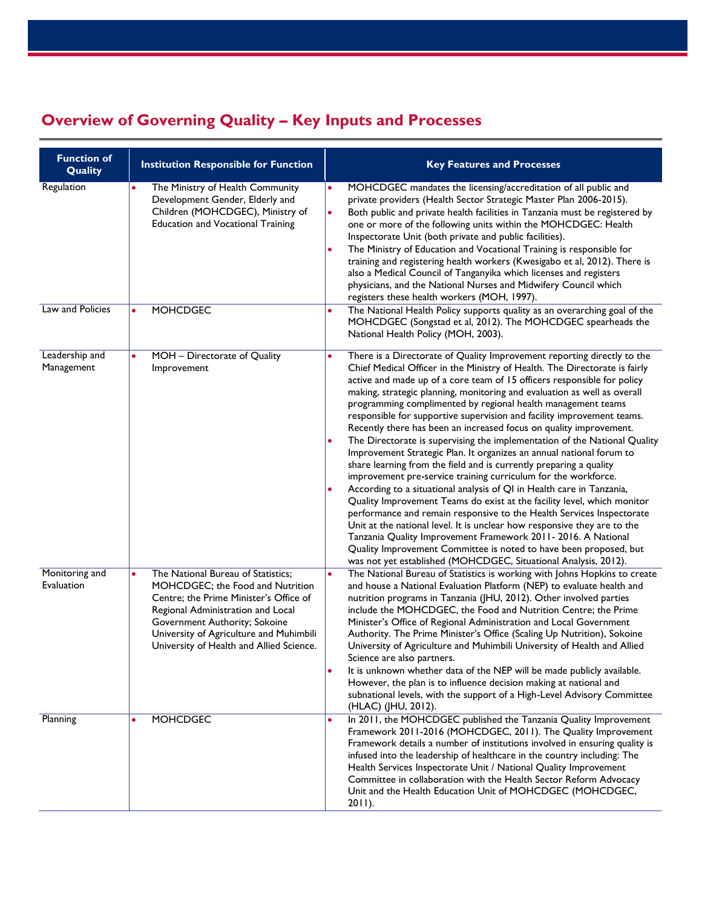## Overview of Governing Quality – Key Inputs and Processes

| Function of Quality | Institution Responsible for Function | Key Features and Processes |
|---|---|---|
| Regulation | • The Ministry of Health Community Development Gender, Elderly and Children (MOHCDGEC), Ministry of Education and Vocational Training | • MOHCDGEC mandates the licensing/accreditation of all public and private providers (Health Sector Strategic Master Plan 2006-2015).<br>• Both public and private health facilities in Tanzania must be registered by one or more of the following units within the MOHCDGEC: Health Inspectorate Unit (both private and public facilities).<br>• The Ministry of Education and Vocational Training is responsible for training and registering health workers (Kwesigabo et al, 2012). There is also a Medical Council of Tanganyika which licenses and registers physicians, and the National Nurses and Midwifery Council which registers these health workers (MOH, 1997). |
| Law and Policies | • MOHCDGEC | • The National Health Policy supports quality as an overarching goal of the MOHCDGEC (Songstad et al, 2012). The MOHCDGEC spearheads the National Health Policy (MOH, 2003). |
| Leadership and Management | • MOH – Directorate of Quality Improvement | • There is a Directorate of Quality Improvement reporting directly to the Chief Medical Officer in the Ministry of Health. The Directorate is fairly active and made up of a core team of 15 officers responsible for policy making, strategic planning, monitoring and evaluation as well as overall programming complimented by regional health management teams responsible for supportive supervision and facility improvement teams. Recently there has been an increased focus on quality improvement.<br>• The Directorate is supervising the implementation of the National Quality Improvement Strategic Plan. It organizes an annual national forum to share learning from the field and is currently preparing a quality improvement pre-service training curriculum for the workforce.<br>• According to a situational analysis of QI in Health care in Tanzania, Quality Improvement Teams do exist at the facility level, which monitor performance and remain responsive to the Health Services Inspectorate Unit at the national level. It is unclear how responsive they are to the Tanzania Quality Improvement Framework 2011- 2016. A National Quality Improvement Committee is noted to have been proposed, but was not yet established (MOHCDGEC, Situational Analysis, 2012). |
| Monitoring and Evaluation | • The National Bureau of Statistics; MOHCDGEC; the Food and Nutrition Centre; the Prime Minister's Office of Regional Administration and Local Government Authority; Sokoine University of Agriculture and Muhimbili University of Health and Allied Science. | • The National Bureau of Statistics is working with Johns Hopkins to create and house a National Evaluation Platform (NEP) to evaluate health and nutrition programs in Tanzania (JHU, 2012). Other involved parties include the MOHCDGEC, the Food and Nutrition Centre; the Prime Minister's Office of Regional Administration and Local Government Authority. The Prime Minister's Office (Scaling Up Nutrition), Sokoine University of Agriculture and Muhimbili University of Health and Allied Science are also partners.<br>• It is unknown whether data of the NEP will be made publicly available. However, the plan is to influence decision making at national and subnational levels, with the support of a High-Level Advisory Committee (HLAC) (JHU, 2012). |
| Planning | • MOHCDGEC | • In 2011, the MOHCDGEC published the Tanzania Quality Improvement Framework 2011-2016 (MOHCDGEC, 2011). The Quality Improvement Framework details a number of institutions involved in ensuring quality is infused into the leadership of healthcare in the country including: The Health Services Inspectorate Unit / National Quality Improvement Committee in collaboration with the Health Sector Reform Advocacy Unit and the Health Education Unit of MOHCDGEC (MOHCDGEC, 2011). |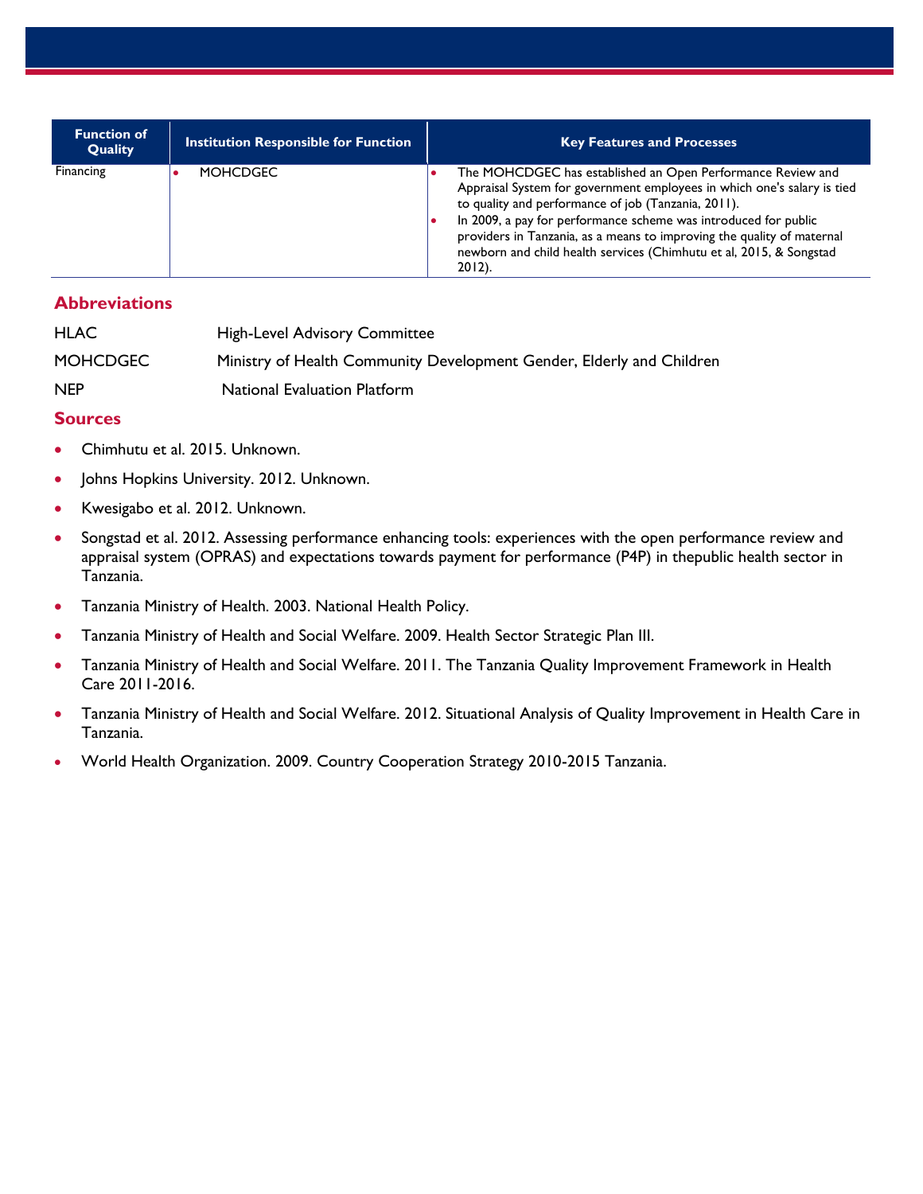| Function of Quality | Institution Responsible for Function | Key Features and Processes |
|---|---|---|
| Financing | • MOHCDGEC | • The MOHCDGEC has established an Open Performance Review and Appraisal System for government employees in which one's salary is tied to quality and performance of job (Tanzania, 2011).<br>• In 2009, a pay for performance scheme was introduced for public providers in Tanzania, as a means to improving the quality of maternal newborn and child health services (Chimhutu et al, 2015, & Songstad 2012). |

## Abbreviations

| | |
|---|---|
| HLAC | High-Level Advisory Committee |
| MOHCDGEC | Ministry of Health Community Development Gender, Elderly and Children |
| NEP | National Evaluation Platform |

## Sources

- Chimhutu et al. 2015. Unknown.
- Johns Hopkins University. 2012. Unknown.
- Kwesigabo et al. 2012. Unknown.
- Songstad et al. 2012. Assessing performance enhancing tools: experiences with the open performance review and appraisal system (OPRAS) and expectations towards payment for performance (P4P) in thepublic health sector in Tanzania.
- Tanzania Ministry of Health. 2003. National Health Policy.
- Tanzania Ministry of Health and Social Welfare. 2009. Health Sector Strategic Plan III.
- Tanzania Ministry of Health and Social Welfare. 2011. The Tanzania Quality Improvement Framework in Health Care 2011-2016.
- Tanzania Ministry of Health and Social Welfare. 2012. Situational Analysis of Quality Improvement in Health Care in Tanzania.
- World Health Organization. 2009. Country Cooperation Strategy 2010-2015 Tanzania.